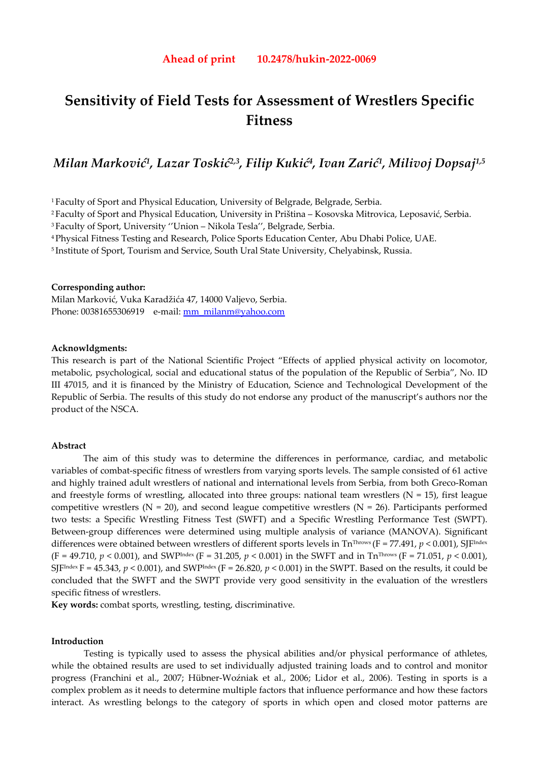**Ahead of print 10.2478/hukin-2022-0069**

# Sensitivity of Field Tests for Assessment of Wrestlers Specific Fitness

## *Milan Marković[1], Lazar Toskić[2,3], Filip Kukić[4], Ivan Zarić[1], Milivoj Dopsaj[1,5]*

[1] Faculty of Sport and Physical Education, University of Belgrade, Belgrade, Serbia.
[2] Faculty of Sport and Physical Education, University in Priština – Kosovska Mitrovica, Leposavić, Serbia.
[3] Faculty of Sport, University ''Union – Nikola Tesla'', Belgrade, Serbia.
[4] Physical Fitness Testing and Research, Police Sports Education Center, Abu Dhabi Police, UAE.
[5] Institute of Sport, Tourism and Service, South Ural State University, Chelyabinsk, Russia.

**Corresponding author:**
Milan Marković, Vuka Karadžića 47, 14000 Valjevo, Serbia.
Phone: 00381655306919 e-mail: mm_milanm@yahoo.com

**Acknowldgments:**
This research is part of the National Scientific Project "Effects of applied physical activity on locomotor, metabolic, psychological, social and educational status of the population of the Republic of Serbia", No. ID III 47015, and it is financed by the Ministry of Education, Science and Technological Development of the Republic of Serbia. The results of this study do not endorse any product of the manuscript's authors nor the product of the NSCA.

**Abstract**

The aim of this study was to determine the differences in performance, cardiac, and metabolic variables of combat-specific fitness of wrestlers from varying sports levels. The sample consisted of 61 active and highly trained adult wrestlers of national and international levels from Serbia, from both Greco-Roman and freestyle forms of wrestling, allocated into three groups: national team wrestlers (N = 15), first league competitive wrestlers (N = 20), and second league competitive wrestlers (N = 26). Participants performed two tests: a Specific Wrestling Fitness Test (SWFT) and a Specific Wrestling Performance Test (SWPT). Between-group differences were determined using multiple analysis of variance (MANOVA). Significant differences were obtained between wrestlers of different sports levels in $Tn^{Throws}$ (F = 77.491, $p < 0.001$), $SJF^{Index}$ (F = 49.710, $p < 0.001$), and $SWP^{Index}$ (F = 31.205, $p < 0.001$) in the SWFT and in $Tn^{Throws}$ (F = 71.051, $p < 0.001$), $SJF^{Index}$ F = 45.343, $p < 0.001$), and $SWP^{Index}$ (F = 26.820, $p < 0.001$) in the SWPT. Based on the results, it could be concluded that the SWFT and the SWPT provide very good sensitivity in the evaluation of the wrestlers specific fitness of wrestlers.

**Key words:** combat sports, wrestling, testing, discriminative.

**Introduction**

Testing is typically used to assess the physical abilities and/or physical performance of athletes, while the obtained results are used to set individually adjusted training loads and to control and monitor progress (Franchini et al., 2007; Hübner-Woźniak et al., 2006; Lidor et al., 2006). Testing in sports is a complex problem as it needs to determine multiple factors that influence performance and how these factors interact. As wrestling belongs to the category of sports in which open and closed motor patterns are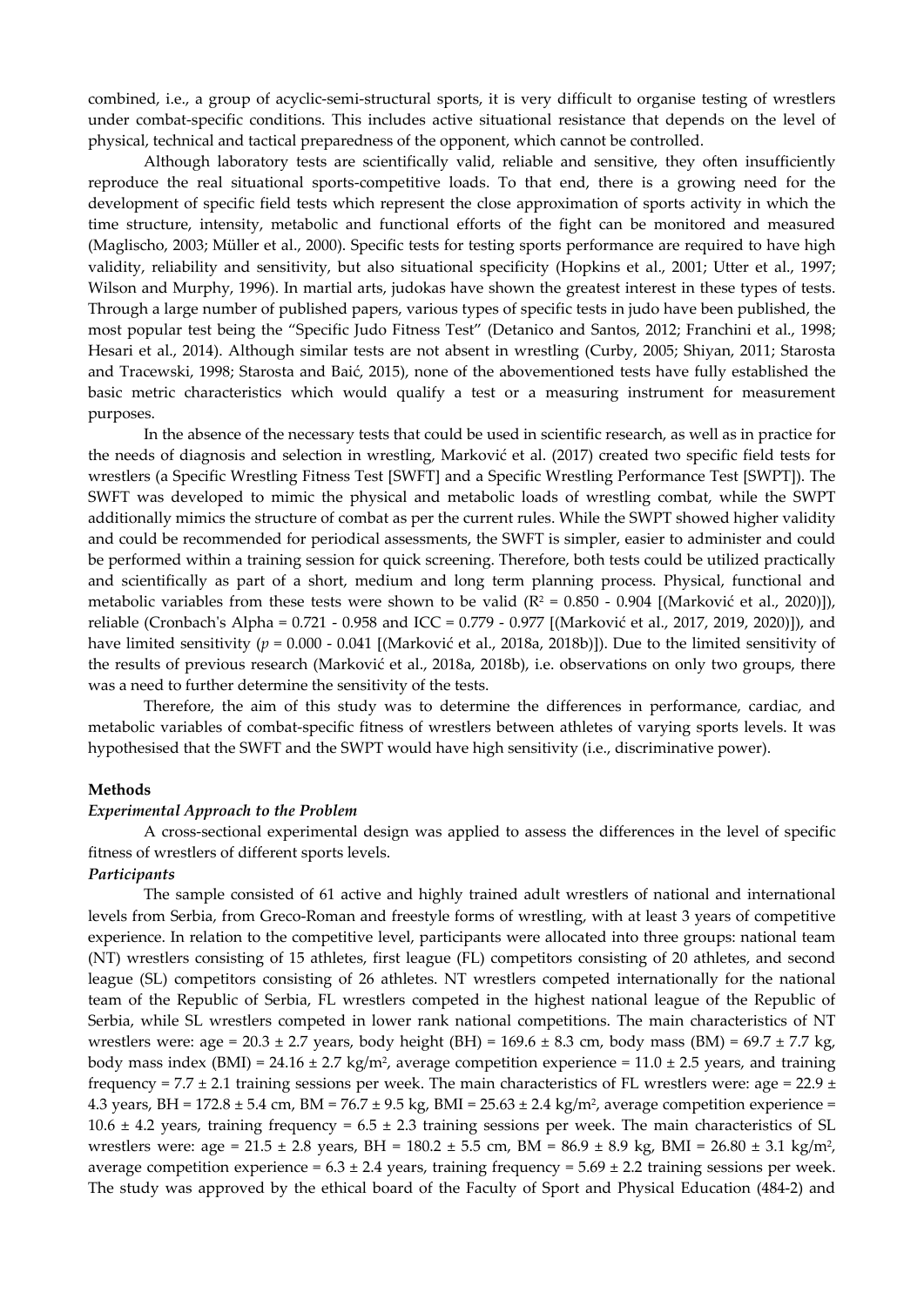combined, i.e., a group of acyclic-semi-structural sports, it is very difficult to organise testing of wrestlers under combat-specific conditions. This includes active situational resistance that depends on the level of physical, technical and tactical preparedness of the opponent, which cannot be controlled.

Although laboratory tests are scientifically valid, reliable and sensitive, they often insufficiently reproduce the real situational sports-competitive loads. To that end, there is a growing need for the development of specific field tests which represent the close approximation of sports activity in which the time structure, intensity, metabolic and functional efforts of the fight can be monitored and measured (Maglischo, 2003; Müller et al., 2000). Specific tests for testing sports performance are required to have high validity, reliability and sensitivity, but also situational specificity (Hopkins et al., 2001; Utter et al., 1997; Wilson and Murphy, 1996). In martial arts, judokas have shown the greatest interest in these types of tests. Through a large number of published papers, various types of specific tests in judo have been published, the most popular test being the "Specific Judo Fitness Test" (Detanico and Santos, 2012; Franchini et al., 1998; Hesari et al., 2014). Although similar tests are not absent in wrestling (Curby, 2005; Shiyan, 2011; Starosta and Tracewski, 1998; Starosta and Baić, 2015), none of the abovementioned tests have fully established the basic metric characteristics which would qualify a test or a measuring instrument for measurement purposes.

In the absence of the necessary tests that could be used in scientific research, as well as in practice for the needs of diagnosis and selection in wrestling, Marković et al. (2017) created two specific field tests for wrestlers (a Specific Wrestling Fitness Test [SWFT] and a Specific Wrestling Performance Test [SWPT]). The SWFT was developed to mimic the physical and metabolic loads of wrestling combat, while the SWPT additionally mimics the structure of combat as per the current rules. While the SWPT showed higher validity and could be recommended for periodical assessments, the SWFT is simpler, easier to administer and could be performed within a training session for quick screening. Therefore, both tests could be utilized practically and scientifically as part of a short, medium and long term planning process. Physical, functional and metabolic variables from these tests were shown to be valid ($R^2$ = 0.850 - 0.904 [(Marković et al., 2020)]), reliable (Cronbach's Alpha = 0.721 - 0.958 and ICC = 0.779 - 0.977 [(Marković et al., 2017, 2019, 2020)]), and have limited sensitivity ($p$ = 0.000 - 0.041 [(Marković et al., 2018a, 2018b)]). Due to the limited sensitivity of the results of previous research (Marković et al., 2018a, 2018b), i.e. observations on only two groups, there was a need to further determine the sensitivity of the tests.

Therefore, the aim of this study was to determine the differences in performance, cardiac, and metabolic variables of combat-specific fitness of wrestlers between athletes of varying sports levels. It was hypothesised that the SWFT and the SWPT would have high sensitivity (i.e., discriminative power).

## Methods

### *Experimental Approach to the Problem*

A cross-sectional experimental design was applied to assess the differences in the level of specific fitness of wrestlers of different sports levels.

### *Participants*

The sample consisted of 61 active and highly trained adult wrestlers of national and international levels from Serbia, from Greco-Roman and freestyle forms of wrestling, with at least 3 years of competitive experience. In relation to the competitive level, participants were allocated into three groups: national team (NT) wrestlers consisting of 15 athletes, first league (FL) competitors consisting of 20 athletes, and second league (SL) competitors consisting of 26 athletes. NT wrestlers competed internationally for the national team of the Republic of Serbia, FL wrestlers competed in the highest national league of the Republic of Serbia, while SL wrestlers competed in lower rank national competitions. The main characteristics of NT wrestlers were: age = 20.3 ± 2.7 years, body height (BH) = 169.6 ± 8.3 cm, body mass (BM) = 69.7 ± 7.7 kg, body mass index (BMI) = 24.16 ± 2.7 kg/m$^2$, average competition experience = 11.0 ± 2.5 years, and training frequency = 7.7 ± 2.1 training sessions per week. The main characteristics of FL wrestlers were: age = 22.9 ± 4.3 years, BH = 172.8 ± 5.4 cm, BM = 76.7 ± 9.5 kg, BMI = 25.63 ± 2.4 kg/m$^2$, average competition experience = 10.6 ± 4.2 years, training frequency = 6.5 ± 2.3 training sessions per week. The main characteristics of SL wrestlers were: age = 21.5 ± 2.8 years, BH = 180.2 ± 5.5 cm, BM = 86.9 ± 8.9 kg, BMI = 26.80 ± 3.1 kg/m$^2$, average competition experience = 6.3 ± 2.4 years, training frequency = 5.69 ± 2.2 training sessions per week. The study was approved by the ethical board of the Faculty of Sport and Physical Education (484-2) and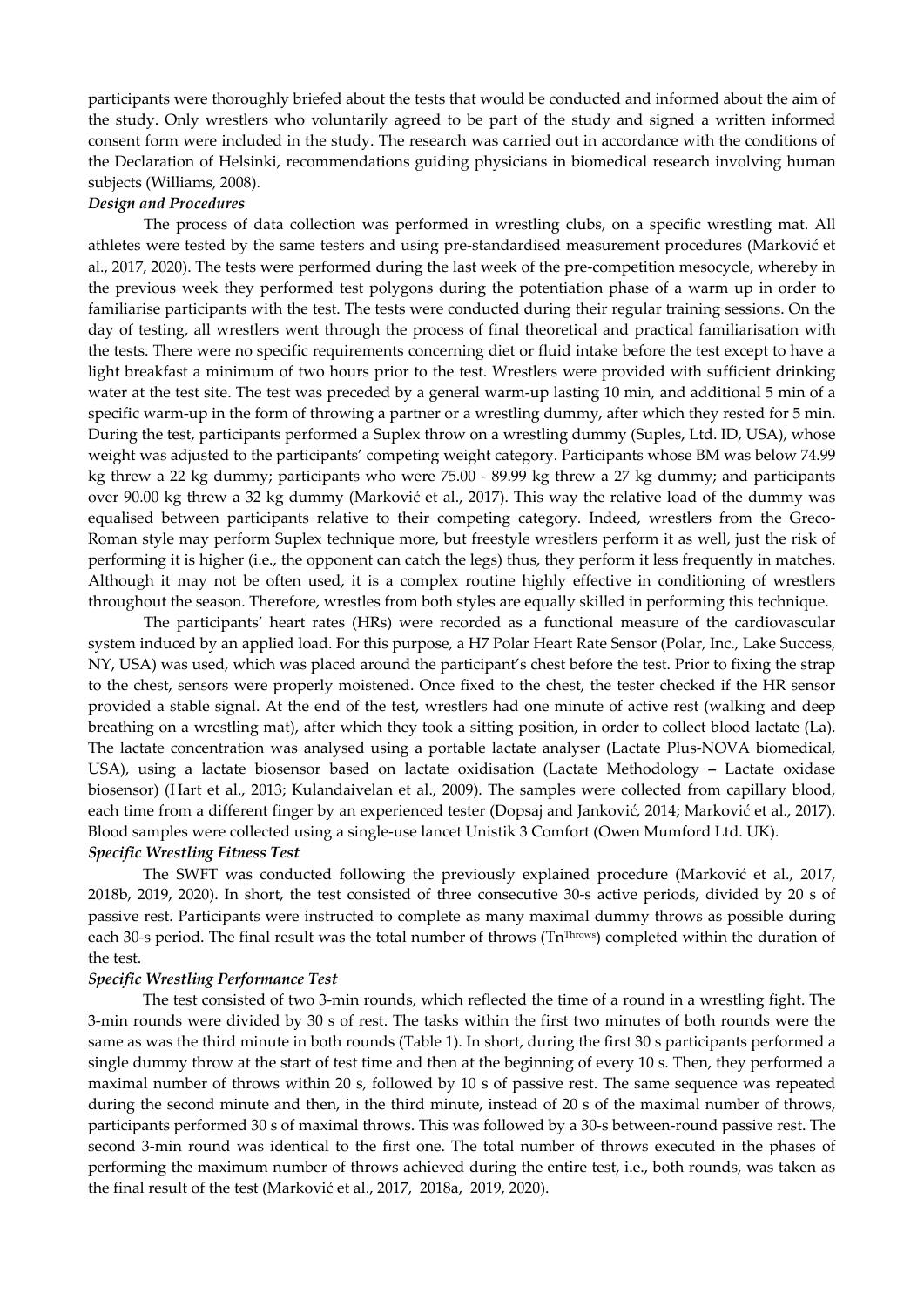participants were thoroughly briefed about the tests that would be conducted and informed about the aim of the study. Only wrestlers who voluntarily agreed to be part of the study and signed a written informed consent form were included in the study. The research was carried out in accordance with the conditions of the Declaration of Helsinki, recommendations guiding physicians in biomedical research involving human subjects (Williams, 2008).

***Design and Procedures***

The process of data collection was performed in wrestling clubs, on a specific wrestling mat. All athletes were tested by the same testers and using pre-standardised measurement procedures (Marković et al., 2017, 2020). The tests were performed during the last week of the pre-competition mesocycle, whereby in the previous week they performed test polygons during the potentiation phase of a warm up in order to familiarise participants with the test. The tests were conducted during their regular training sessions. On the day of testing, all wrestlers went through the process of final theoretical and practical familiarisation with the tests. There were no specific requirements concerning diet or fluid intake before the test except to have a light breakfast a minimum of two hours prior to the test. Wrestlers were provided with sufficient drinking water at the test site. The test was preceded by a general warm-up lasting 10 min, and additional 5 min of a specific warm-up in the form of throwing a partner or a wrestling dummy, after which they rested for 5 min. During the test, participants performed a Suplex throw on a wrestling dummy (Suples, Ltd. ID, USA), whose weight was adjusted to the participants' competing weight category. Participants whose BM was below 74.99 kg threw a 22 kg dummy; participants who were 75.00 - 89.99 kg threw a 27 kg dummy; and participants over 90.00 kg threw a 32 kg dummy (Marković et al., 2017). This way the relative load of the dummy was equalised between participants relative to their competing category. Indeed, wrestlers from the Greco-Roman style may perform Suplex technique more, but freestyle wrestlers perform it as well, just the risk of performing it is higher (i.e., the opponent can catch the legs) thus, they perform it less frequently in matches. Although it may not be often used, it is a complex routine highly effective in conditioning of wrestlers throughout the season. Therefore, wrestles from both styles are equally skilled in performing this technique.

The participants' heart rates (HRs) were recorded as a functional measure of the cardiovascular system induced by an applied load. For this purpose, a H7 Polar Heart Rate Sensor (Polar, Inc., Lake Success, NY, USA) was used, which was placed around the participant's chest before the test. Prior to fixing the strap to the chest, sensors were properly moistened. Once fixed to the chest, the tester checked if the HR sensor provided a stable signal. At the end of the test, wrestlers had one minute of active rest (walking and deep breathing on a wrestling mat), after which they took a sitting position, in order to collect blood lactate (La). The lactate concentration was analysed using a portable lactate analyser (Lactate Plus-NOVA biomedical, USA), using a lactate biosensor based on lactate oxidisation (Lactate Methodology – Lactate oxidase biosensor) (Hart et al., 2013; Kulandaivelan et al., 2009). The samples were collected from capillary blood, each time from a different finger by an experienced tester (Dopsaj and Janković, 2014; Marković et al., 2017). Blood samples were collected using a single-use lancet Unistik 3 Comfort (Owen Mumford Ltd. UK).

***Specific Wrestling Fitness Test***

The SWFT was conducted following the previously explained procedure (Marković et al., 2017, 2018b, 2019, 2020). In short, the test consisted of three consecutive 30-s active periods, divided by 20 s of passive rest. Participants were instructed to complete as many maximal dummy throws as possible during each 30-s period. The final result was the total number of throws ($Tn^{Throws}$) completed within the duration of the test.

***Specific Wrestling Performance Test***

The test consisted of two 3-min rounds, which reflected the time of a round in a wrestling fight. The 3-min rounds were divided by 30 s of rest. The tasks within the first two minutes of both rounds were the same as was the third minute in both rounds (Table 1). In short, during the first 30 s participants performed a single dummy throw at the start of test time and then at the beginning of every 10 s. Then, they performed a maximal number of throws within 20 s, followed by 10 s of passive rest. The same sequence was repeated during the second minute and then, in the third minute, instead of 20 s of the maximal number of throws, participants performed 30 s of maximal throws. This was followed by a 30-s between-round passive rest. The second 3-min round was identical to the first one. The total number of throws executed in the phases of performing the maximum number of throws achieved during the entire test, i.e., both rounds, was taken as the final result of the test (Marković et al., 2017, 2018a, 2019, 2020).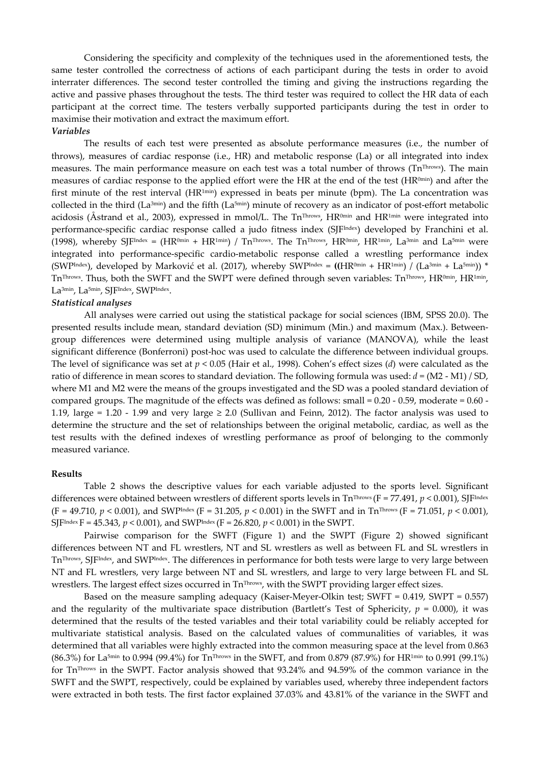Considering the specificity and complexity of the techniques used in the aforementioned tests, the same tester controlled the correctness of actions of each participant during the tests in order to avoid interrater differences. The second tester controlled the timing and giving the instructions regarding the active and passive phases throughout the tests. The third tester was required to collect the HR data of each participant at the correct time. The testers verbally supported participants during the test in order to maximise their motivation and extract the maximum effort.

***Variables***

The results of each test were presented as absolute performance measures (i.e., the number of throws), measures of cardiac response (i.e., HR) and metabolic response (La) or all integrated into index measures. The main performance measure on each test was a total number of throws ($Tn^{Throws}$). The main measures of cardiac response to the applied effort were the HR at the end of the test ($HR^{0min}$) and after the first minute of the rest interval ($HR^{1min}$) expressed in beats per minute (bpm). The La concentration was collected in the third ($La^{3min}$) and the fifth ($La^{5min}$) minute of recovery as an indicator of post-effort metabolic acidosis (Åstrand et al., 2003), expressed in mmol/L. The $Tn^{Throws}$, $HR^{0min}$ and $HR^{1min}$ were integrated into performance-specific cardiac response called a judo fitness index ($SJF^{Index}$) developed by Franchini et al. (1998), whereby $SJF^{Index} = (HR^{0min} + HR^{1min}) / Tn^{Throws}$. The $Tn^{Throws}$, $HR^{0min}$, $HR^{1min}$, $La^{3min}$ and $La^{5min}$ were integrated into performance-specific cardio-metabolic response called a wrestling performance index ($SWP^{Index}$), developed by Marković et al. (2017), whereby $SWP^{Index} = ((HR^{0min} + HR^{1min}) / (La^{3min} + La^{5min})) * Tn^{Throws}$. Thus, both the SWFT and the SWPT were defined through seven variables: $Tn^{Throws}$, $HR^{0min}$, $HR^{1min}$, $La^{3min}$, $La^{5min}$, $SJF^{Index}$, $SWP^{Index}$.

***Statistical analyses***

All analyses were carried out using the statistical package for social sciences (IBM, SPSS 20.0). The presented results include mean, standard deviation (SD) minimum (Min.) and maximum (Max.). Between-group differences were determined using multiple analysis of variance (MANOVA), while the least significant difference (Bonferroni) post-hoc was used to calculate the difference between individual groups. The level of significance was set at $p < 0.05$ (Hair et al., 1998). Cohen's effect sizes (*d*) were calculated as the ratio of difference in mean scores to standard deviation. The following formula was used: $d = (M2 - M1) / SD$, where M1 and M2 were the means of the groups investigated and the SD was a pooled standard deviation of compared groups. The magnitude of the effects was defined as follows: small = 0.20 - 0.59, moderate = 0.60 - 1.19, large = 1.20 - 1.99 and very large ≥ 2.0 (Sullivan and Feinn, 2012). The factor analysis was used to determine the structure and the set of relationships between the original metabolic, cardiac, as well as the test results with the defined indexes of wrestling performance as proof of belonging to the commonly measured variance.

**Results**

Table 2 shows the descriptive values for each variable adjusted to the sports level. Significant differences were obtained between wrestlers of different sports levels in $Tn^{Throws}$ ($F = 77.491$, $p < 0.001$), $SJF^{Index}$ ($F = 49.710$, $p < 0.001$), and $SWP^{Index}$ ($F = 31.205$, $p < 0.001$) in the SWFT and in $Tn^{Throws}$ ($F = 71.051$, $p < 0.001$), $SJF^{Index}$ $F = 45.343$, $p < 0.001$), and $SWP^{Index}$ ($F = 26.820$, $p < 0.001$) in the SWPT.

Pairwise comparison for the SWFT (Figure 1) and the SWPT (Figure 2) showed significant differences between NT and FL wrestlers, NT and SL wrestlers as well as between FL and SL wrestlers in $Tn^{Throws}$, $SJF^{Index}$, and $SWP^{Index}$. The differences in performance for both tests were large to very large between NT and FL wrestlers, very large between NT and SL wrestlers, and large to very large between FL and SL wrestlers. The largest effect sizes occurred in $Tn^{Throws}$, with the SWPT providing larger effect sizes.

Based on the measure sampling adequacy (Kaiser-Meyer-Olkin test; SWFT = 0.419, SWPT = 0.557) and the regularity of the multivariate space distribution (Bartlett's Test of Sphericity, $p = 0.000$), it was determined that the results of the tested variables and their total variability could be reliably accepted for multivariate statistical analysis. Based on the calculated values of communalities of variables, it was determined that all variables were highly extracted into the common measuring space at the level from 0.863 (86.3%) for $La^{5min}$ to 0.994 (99.4%) for $Tn^{Throws}$ in the SWFT, and from 0.879 (87.9%) for $HR^{1min}$ to 0.991 (99.1%) for $Tn^{Throws}$ in the SWPT. Factor analysis showed that 93.24% and 94.59% of the common variance in the SWFT and the SWPT, respectively, could be explained by variables used, whereby three independent factors were extracted in both tests. The first factor explained 37.03% and 43.81% of the variance in the SWFT and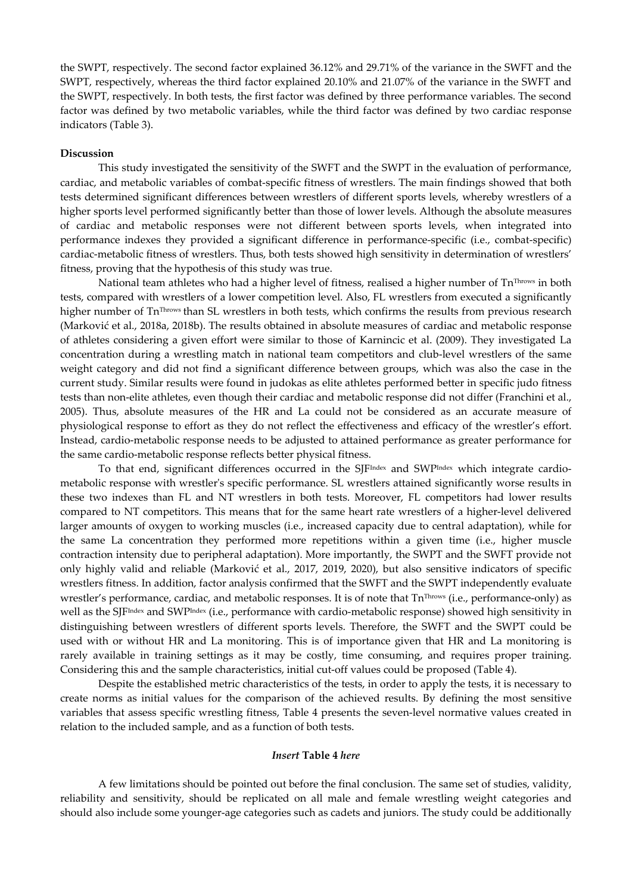the SWPT, respectively. The second factor explained 36.12% and 29.71% of the variance in the SWFT and the SWPT, respectively, whereas the third factor explained 20.10% and 21.07% of the variance in the SWFT and the SWPT, respectively. In both tests, the first factor was defined by three performance variables. The second factor was defined by two metabolic variables, while the third factor was defined by two cardiac response indicators (Table 3).

**Discussion**

This study investigated the sensitivity of the SWFT and the SWPT in the evaluation of performance, cardiac, and metabolic variables of combat-specific fitness of wrestlers. The main findings showed that both tests determined significant differences between wrestlers of different sports levels, whereby wrestlers of a higher sports level performed significantly better than those of lower levels. Although the absolute measures of cardiac and metabolic responses were not different between sports levels, when integrated into performance indexes they provided a significant difference in performance-specific (i.e., combat-specific) cardiac-metabolic fitness of wrestlers. Thus, both tests showed high sensitivity in determination of wrestlers' fitness, proving that the hypothesis of this study was true.

National team athletes who had a higher level of fitness, realised a higher number of $Tn^{Throws}$ in both tests, compared with wrestlers of a lower competition level. Also, FL wrestlers from executed a significantly higher number of $Tn^{Throws}$ than SL wrestlers in both tests, which confirms the results from previous research (Marković et al., 2018a, 2018b). The results obtained in absolute measures of cardiac and metabolic response of athletes considering a given effort were similar to those of Karnincic et al. (2009). They investigated La concentration during a wrestling match in national team competitors and club-level wrestlers of the same weight category and did not find a significant difference between groups, which was also the case in the current study. Similar results were found in judokas as elite athletes performed better in specific judo fitness tests than non-elite athletes, even though their cardiac and metabolic response did not differ (Franchini et al., 2005). Thus, absolute measures of the HR and La could not be considered as an accurate measure of physiological response to effort as they do not reflect the effectiveness and efficacy of the wrestler's effort. Instead, cardio-metabolic response needs to be adjusted to attained performance as greater performance for the same cardio-metabolic response reflects better physical fitness.

To that end, significant differences occurred in the $SJF^{Index}$ and $SWP^{Index}$ which integrate cardio-metabolic response with wrestler's specific performance. SL wrestlers attained significantly worse results in these two indexes than FL and NT wrestlers in both tests. Moreover, FL competitors had lower results compared to NT competitors. This means that for the same heart rate wrestlers of a higher-level delivered larger amounts of oxygen to working muscles (i.e., increased capacity due to central adaptation), while for the same La concentration they performed more repetitions within a given time (i.e., higher muscle contraction intensity due to peripheral adaptation). More importantly, the SWPT and the SWFT provide not only highly valid and reliable (Marković et al., 2017, 2019, 2020), but also sensitive indicators of specific wrestlers fitness. In addition, factor analysis confirmed that the SWFT and the SWPT independently evaluate wrestler's performance, cardiac, and metabolic responses. It is of note that $Tn^{Throws}$ (i.e., performance-only) as well as the $SJF^{Index}$ and $SWP^{Index}$ (i.e., performance with cardio-metabolic response) showed high sensitivity in distinguishing between wrestlers of different sports levels. Therefore, the SWFT and the SWPT could be used with or without HR and La monitoring. This is of importance given that HR and La monitoring is rarely available in training settings as it may be costly, time consuming, and requires proper training. Considering this and the sample characteristics, initial cut-off values could be proposed (Table 4).

Despite the established metric characteristics of the tests, in order to apply the tests, it is necessary to create norms as initial values for the comparison of the achieved results. By defining the most sensitive variables that assess specific wrestling fitness, Table 4 presents the seven-level normative values created in relation to the included sample, and as a function of both tests.

***Insert* Table 4 *here***

A few limitations should be pointed out before the final conclusion. The same set of studies, validity, reliability and sensitivity, should be replicated on all male and female wrestling weight categories and should also include some younger-age categories such as cadets and juniors. The study could be additionally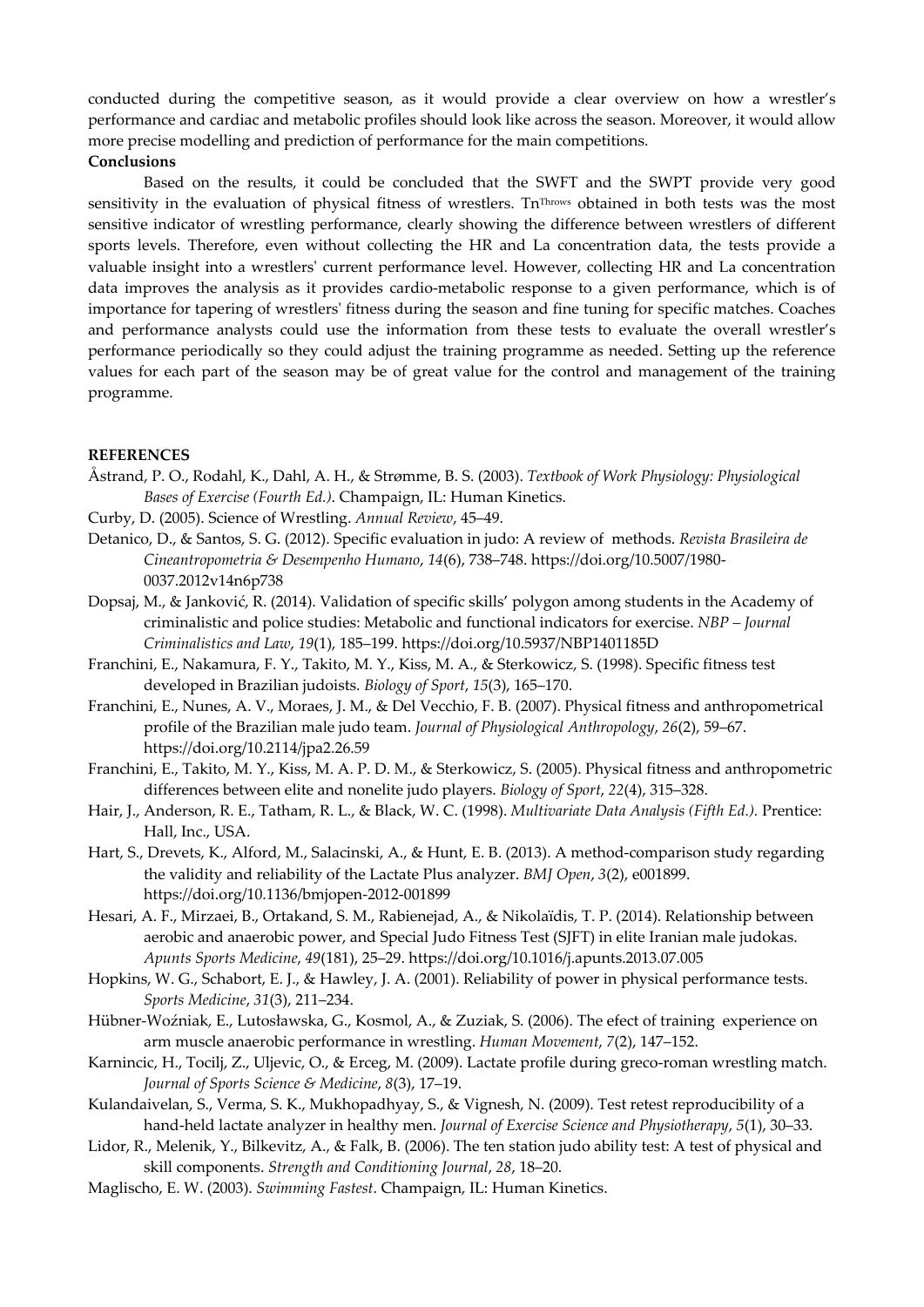conducted during the competitive season, as it would provide a clear overview on how a wrestler's performance and cardiac and metabolic profiles should look like across the season. Moreover, it would allow more precise modelling and prediction of performance for the main competitions.

**Conclusions**

Based on the results, it could be concluded that the SWFT and the SWPT provide very good sensitivity in the evaluation of physical fitness of wrestlers. $Tn^{Throws}$ obtained in both tests was the most sensitive indicator of wrestling performance, clearly showing the difference between wrestlers of different sports levels. Therefore, even without collecting the HR and La concentration data, the tests provide a valuable insight into a wrestlers' current performance level. However, collecting HR and La concentration data improves the analysis as it provides cardio-metabolic response to a given performance, which is of importance for tapering of wrestlers' fitness during the season and fine tuning for specific matches. Coaches and performance analysts could use the information from these tests to evaluate the overall wrestler's performance periodically so they could adjust the training programme as needed. Setting up the reference values for each part of the season may be of great value for the control and management of the training programme.

**REFERENCES**

Åstrand, P. O., Rodahl, K., Dahl, A. H., & Strømme, B. S. (2003). *Textbook of Work Physiology: Physiological Bases of Exercise (Fourth Ed.)*. Champaign, IL: Human Kinetics.

Curby, D. (2005). Science of Wrestling. *Annual Review*, 45–49.

Detanico, D., & Santos, S. G. (2012). Specific evaluation in judo: A review of methods. *Revista Brasileira de Cineantropometria & Desempenho Humano*, *14*(6), 738–748. https://doi.org/10.5007/1980-0037.2012v14n6p738

Dopsaj, M., & Janković, R. (2014). Validation of specific skills' polygon among students in the Academy of criminalistic and police studies: Metabolic and functional indicators for exercise. *NBP – Journal Criminalistics and Law*, *19*(1), 185–199. https://doi.org/10.5937/NBP1401185D

Franchini, E., Nakamura, F. Y., Takito, M. Y., Kiss, M. A., & Sterkowicz, S. (1998). Specific fitness test developed in Brazilian judoists. *Biology of Sport*, *15*(3), 165–170.

Franchini, E., Nunes, A. V., Moraes, J. M., & Del Vecchio, F. B. (2007). Physical fitness and anthropometrical profile of the Brazilian male judo team. *Journal of Physiological Anthropology*, *26*(2), 59–67. https://doi.org/10.2114/jpa2.26.59

Franchini, E., Takito, M. Y., Kiss, M. A. P. D. M., & Sterkowicz, S. (2005). Physical fitness and anthropometric differences between elite and nonelite judo players. *Biology of Sport*, *22*(4), 315–328.

Hair, J., Anderson, R. E., Tatham, R. L., & Black, W. C. (1998). *Multivariate Data Analysis (Fifth Ed.)*. Prentice: Hall, Inc., USA.

Hart, S., Drevets, K., Alford, M., Salacinski, A., & Hunt, E. B. (2013). A method-comparison study regarding the validity and reliability of the Lactate Plus analyzer. *BMJ Open*, *3*(2), e001899. https://doi.org/10.1136/bmjopen-2012-001899

Hesari, A. F., Mirzaei, B., Ortakand, S. M., Rabienejad, A., & Nikolaïdis, T. P. (2014). Relationship between aerobic and anaerobic power, and Special Judo Fitness Test (SJFT) in elite Iranian male judokas. *Apunts Sports Medicine*, *49*(181), 25–29. https://doi.org/10.1016/j.apunts.2013.07.005

Hopkins, W. G., Schabort, E. J., & Hawley, J. A. (2001). Reliability of power in physical performance tests. *Sports Medicine*, *31*(3), 211–234.

Hübner-Woźniak, E., Lutosławska, G., Kosmol, A., & Zuziak, S. (2006). The efect of training experience on arm muscle anaerobic performance in wrestling. *Human Movement*, *7*(2), 147–152.

Karnincic, H., Tocilj, Z., Uljevic, O., & Erceg, M. (2009). Lactate profile during greco-roman wrestling match. *Journal of Sports Science & Medicine*, *8*(3), 17–19.

Kulandaivelan, S., Verma, S. K., Mukhopadhyay, S., & Vignesh, N. (2009). Test retest reproducibility of a hand-held lactate analyzer in healthy men. *Journal of Exercise Science and Physiotherapy*, *5*(1), 30–33.

Lidor, R., Melenik, Y., Bilkevitz, A., & Falk, B. (2006). The ten station judo ability test: A test of physical and skill components. *Strength and Conditioning Journal*, *28*, 18–20.

Maglischo, E. W. (2003). *Swimming Fastest*. Champaign, IL: Human Kinetics.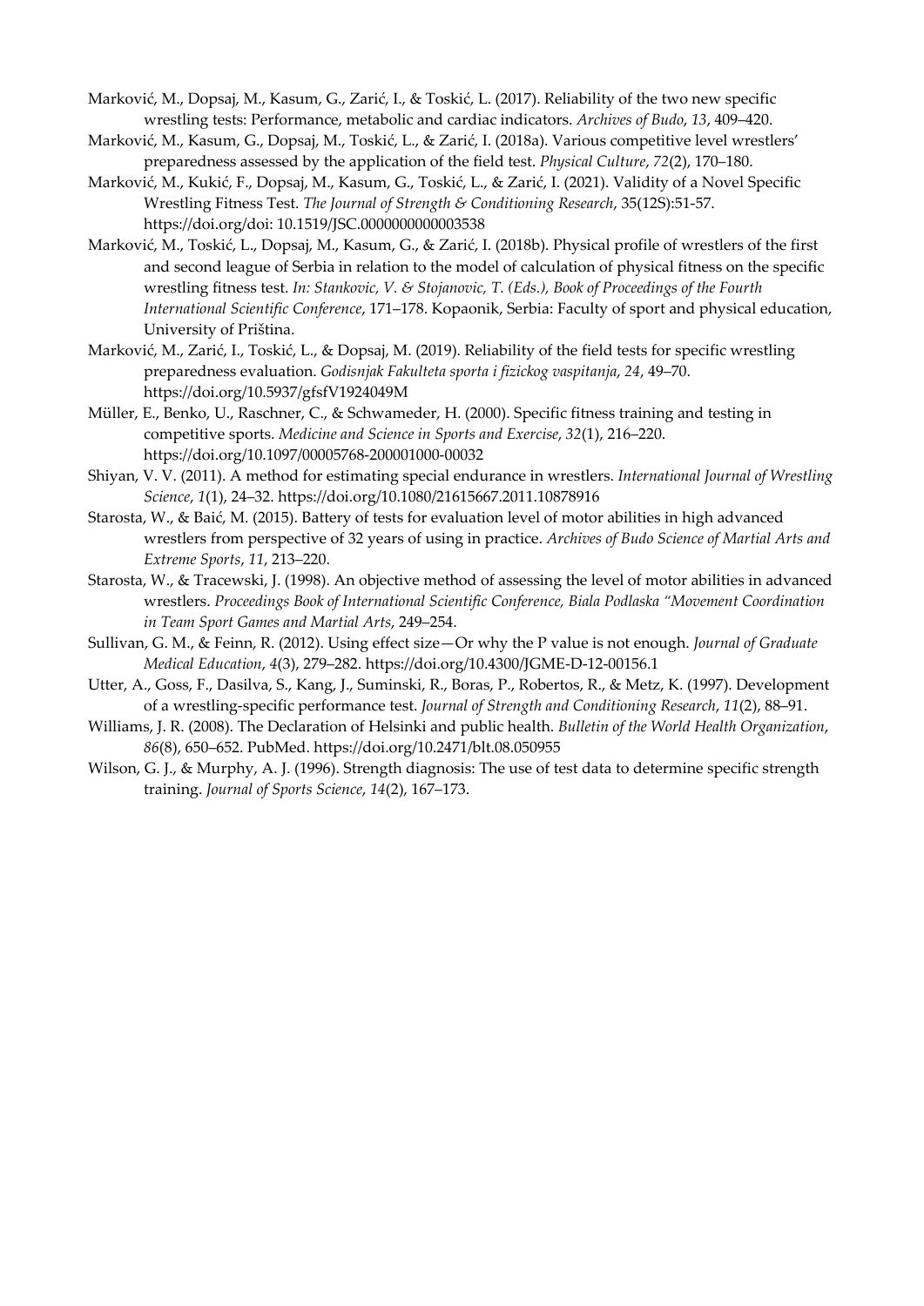Marković, M., Dopsaj, M., Kasum, G., Zarić, I., & Toskić, L. (2017). Reliability of the two new specific wrestling tests: Performance, metabolic and cardiac indicators. *Archives of Budo*, *13*, 409–420.

Marković, M., Kasum, G., Dopsaj, M., Toskić, L., & Zarić, I. (2018a). Various competitive level wrestlers' preparedness assessed by the application of the field test. *Physical Culture*, *72*(2), 170–180.

Marković, M., Kukić, F., Dopsaj, M., Kasum, G., Toskić, L., & Zarić, I. (2021). Validity of a Novel Specific Wrestling Fitness Test. *The Journal of Strength & Conditioning Research*, 35(12S):51-57. https://doi.org/doi: 10.1519/JSC.0000000000003538

Marković, M., Toskić, L., Dopsaj, M., Kasum, G., & Zarić, I. (2018b). Physical profile of wrestlers of the first and second league of Serbia in relation to the model of calculation of physical fitness on the specific wrestling fitness test. *In: Stankovic, V. & Stojanovic, T. (Eds.), Book of Proceedings of the Fourth International Scientific Conference*, 171–178. Kopaonik, Serbia: Faculty of sport and physical education, University of Priština.

Marković, M., Zarić, I., Toskić, L., & Dopsaj, M. (2019). Reliability of the field tests for specific wrestling preparedness evaluation. *Godisnjak Fakulteta sporta i fizickog vaspitanja*, *24*, 49–70. https://doi.org/10.5937/gfsfV1924049M

Müller, E., Benko, U., Raschner, C., & Schwameder, H. (2000). Specific fitness training and testing in competitive sports. *Medicine and Science in Sports and Exercise*, *32*(1), 216–220. https://doi.org/10.1097/00005768-200001000-00032

Shiyan, V. V. (2011). A method for estimating special endurance in wrestlers. *International Journal of Wrestling Science*, *1*(1), 24–32. https://doi.org/10.1080/21615667.2011.10878916

Starosta, W., & Baić, M. (2015). Battery of tests for evaluation level of motor abilities in high advanced wrestlers from perspective of 32 years of using in practice. *Archives of Budo Science of Martial Arts and Extreme Sports*, *11*, 213–220.

Starosta, W., & Tracewski, J. (1998). An objective method of assessing the level of motor abilities in advanced wrestlers. *Proceedings Book of International Scientific Conference, Biala Podlaska "Movement Coordination in Team Sport Games and Martial Arts*, 249–254.

Sullivan, G. M., & Feinn, R. (2012). Using effect size—Or why the P value is not enough. *Journal of Graduate Medical Education*, *4*(3), 279–282. https://doi.org/10.4300/JGME-D-12-00156.1

Utter, A., Goss, F., Dasilva, S., Kang, J., Suminski, R., Boras, P., Robertos, R., & Metz, K. (1997). Development of a wrestling-specific performance test. *Journal of Strength and Conditioning Research*, *11*(2), 88–91.

Williams, J. R. (2008). The Declaration of Helsinki and public health. *Bulletin of the World Health Organization*, *86*(8), 650–652. PubMed. https://doi.org/10.2471/blt.08.050955

Wilson, G. J., & Murphy, A. J. (1996). Strength diagnosis: The use of test data to determine specific strength training. *Journal of Sports Science*, *14*(2), 167–173.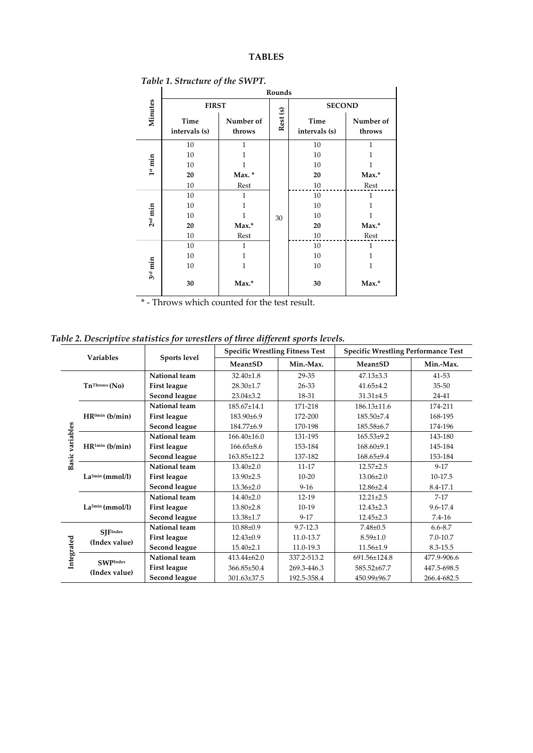**TABLES**

*Table 1. Structure of the SWPT.*

| Minutes | Rounds | | | | |
|---|---|---|---|---|---|
| | FIRST | | Rest (s) | SECOND | |
| | Time intervals (s) | Number of throws | | Time intervals (s) | Number of throws |
| 1st min | 10 | 1 | 30 | 10 | 1 |
| | 10 | 1 | | 10 | 1 |
| | 10 | 1 | | 10 | 1 |
| | **20** | **Max. *** | | **20** | **Max.*** |
| | 10 | Rest | | 10 | Rest |
| 2nd min | 10 | 1 | | 10 | 1 |
| | 10 | 1 | | 10 | 1 |
| | 10 | 1 | | 10 | 1 |
| | **20** | **Max.*** | | **20** | **Max.*** |
| | 10 | Rest | | 10 | Rest |
| 3rd min | 10 | 1 | | 10 | 1 |
| | 10 | 1 | | 10 | 1 |
| | 10 | 1 | | 10 | 1 |
| | **30** | **Max.*** | | **30** | **Max.*** |

* - Throws which counted for the test result.

*Table 2. Descriptive statistics for wrestlers of three different sports levels.*

| Variables | | Sports level | Specific Wrestling Fitness Test | | Specific Wrestling Performance Test | |
|---|---|---|---|---|---|---|
| | | | Mean±SD | Min.-Max. | Mean±SD | Min.-Max. |
| Basic variables | $Tn^{Throws}$ (No) | National team | 32.40±1.8 | 29-35 | 47.13±3.3 | 41-53 |
| | | First league | 28.30±1.7 | 26-33 | 41.65±4.2 | 35-50 |
| | | Second league | 23.04±3.2 | 18-31 | 31.31±4.5 | 24-41 |
| | $HR^{0min}$ (b/min) | National team | 185.67±14.1 | 171-218 | 186.13±11.6 | 174-211 |
| | | First league | 183.90±6.9 | 172-200 | 185.50±7.4 | 168-195 |
| | | Second league | 184.77±6.9 | 170-198 | 185.58±6.7 | 174-196 |
| | $HR^{1min}$ (b/min) | National team | 166.40±16.0 | 131-195 | 165.53±9.2 | 143-180 |
| | | First league | 166.65±8.6 | 153-184 | 168.60±9.1 | 145-184 |
| | | Second league | 163.85±12.2 | 137-182 | 168.65±9.4 | 153-184 |
| | $La^{3min}$ (mmol/l) | National team | 13.40±2.0 | 11-17 | 12.57±2.5 | 9-17 |
| | | First league | 13.90±2.5 | 10-20 | 13.06±2.0 | 10-17.5 |
| | | Second league | 13.36±2.0 | 9-16 | 12.86±2.4 | 8.4-17.1 |
| | $La^{5min}$ (mmol/l) | National team | 14.40±2.0 | 12-19 | 12.21±2.5 | 7-17 |
| | | First league | 13.80±2.8 | 10-19 | 12.43±2.3 | 9.6-17.4 |
| | | Second league | 13.38±1.7 | 9-17 | 12.45±2.3 | 7.4-16 |
| Integrated | $SJF^{Index}$ (Index value) | National team | 10.88±0.9 | 9.7-12.3 | 7.48±0.5 | 6.6-8.7 |
| | | First league | 12.43±0.9 | 11.0-13.7 | 8.59±1.0 | 7.0-10.7 |
| | | Second league | 15.40±2.1 | 11.0-19.3 | 11.56±1.9 | 8.3-15.5 |
| | $SWP^{Index}$ (Index value) | National team | 413.44±62.0 | 337.2-513.2 | 691.56±124.8 | 477.9-906.6 |
| | | First league | 366.85±50.4 | 269.3-446.3 | 585.52±67.7 | 447.5-698.5 |
| | | Second league | 301.63±37.5 | 192.5-358.4 | 450.99±96.7 | 266.4-682.5 |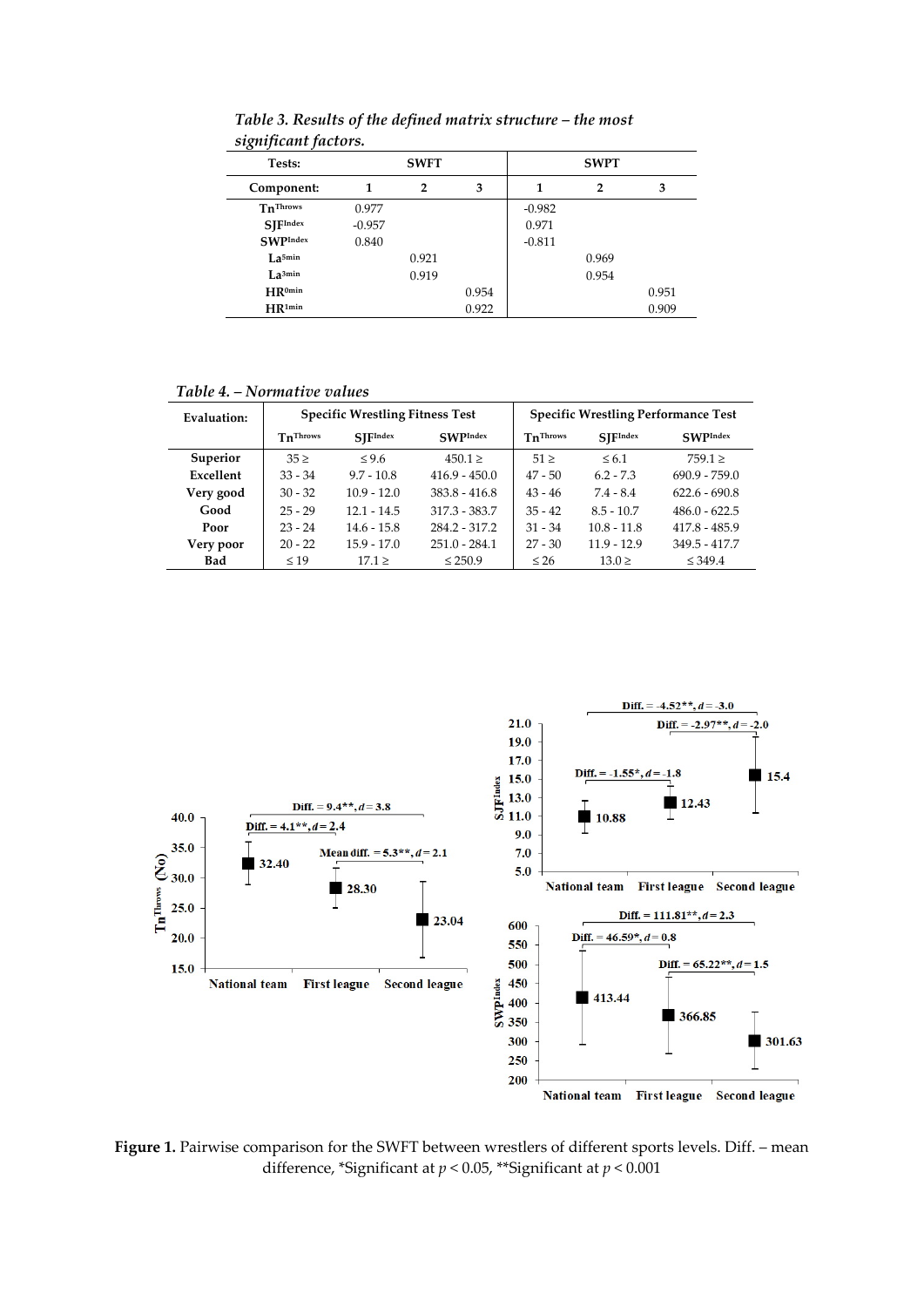*Table 3. Results of the defined matrix structure – the most significant factors.*

| Tests: | SWFT | | | SWPT | | |
|---|---|---|---|---|---|---|
| Component: | 1 | 2 | 3 | 1 | 2 | 3 |
| $Tn^{Throws}$ | 0.977 | | | -0.982 | | |
| $SJF^{Index}$ | -0.957 | | | 0.971 | | |
| $SWP^{Index}$ | 0.840 | | | -0.811 | | |
| $La^{5min}$ | | 0.921 | | | 0.969 | |
| $La^{3min}$ | | 0.919 | | | 0.954 | |
| $HR^{0min}$ | | | 0.954 | | | 0.951 |
| $HR^{1min}$ | | | 0.922 | | | 0.909 |

*Table 4. – Normative values*

| Evaluation: | Specific Wrestling Fitness Test | | | Specific Wrestling Performance Test | | |
|---|---|---|---|---|---|---|
| | $Tn^{Throws}$ | $SJF^{Index}$ | $SWP^{Index}$ | $Tn^{Throws}$ | $SJF^{Index}$ | $SWP^{Index}$ |
| Superior | 35 ≥ | ≤ 9.6 | 450.1 ≥ | 51 ≥ | ≤ 6.1 | 759.1 ≥ |
| Excellent | 33 - 34 | 9.7 - 10.8 | 416.9 - 450.0 | 47 - 50 | 6.2 - 7.3 | 690.9 - 759.0 |
| Very good | 30 - 32 | 10.9 - 12.0 | 383.8 - 416.8 | 43 - 46 | 7.4 - 8.4 | 622.6 - 690.8 |
| Good | 25 - 29 | 12.1 - 14.5 | 317.3 - 383.7 | 35 - 42 | 8.5 - 10.7 | 486.0 - 622.5 |
| Poor | 23 - 24 | 14.6 - 15.8 | 284.2 - 317.2 | 31 - 34 | 10.8 - 11.8 | 417.8 - 485.9 |
| Very poor | 20 - 22 | 15.9 - 17.0 | 251.0 - 284.1 | 27 - 30 | 11.9 - 12.9 | 349.5 - 417.7 |
| Bad | ≤ 19 | 17.1 ≥ | ≤ 250.9 | ≤ 26 | 13.0 ≥ | ≤ 349.4 |

**Figure 1.** Pairwise comparison for the SWFT between wrestlers of different sports levels. Diff. – mean difference, *Significant at $p < 0.05$, **Significant at $p < 0.001$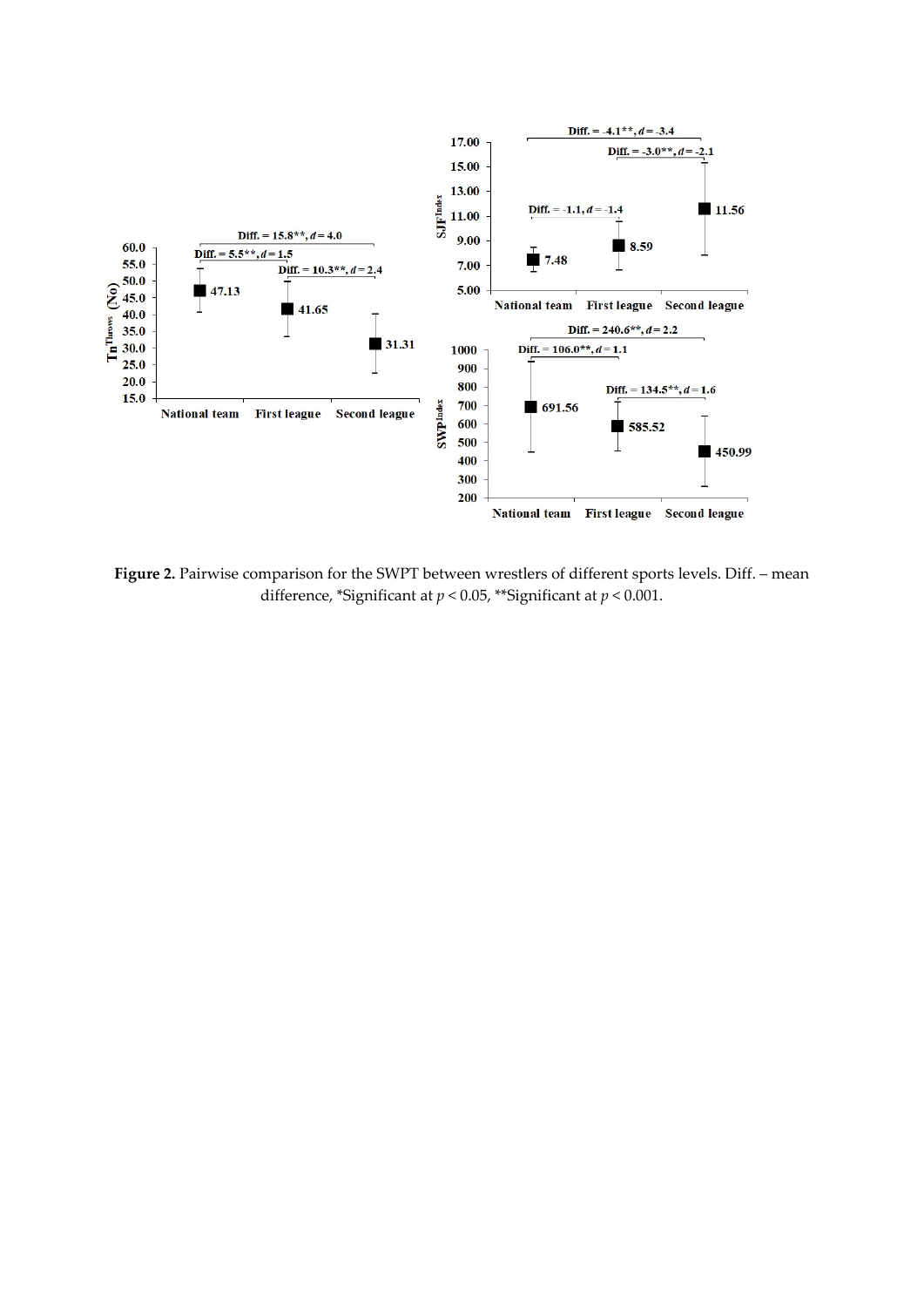Diff. = 15.8**, $d$ = 4.0

Diff. = 5.5**, $d$ = 1.5

Diff. = 10.3**, $d$ = 2.4

$Tn^{Throws}$ (No)

60.0
55.0
50.0
45.0
40.0
35.0
30.0
25.0
20.0
15.0

47.13

41.65

31.31

National team First league Second league

Diff. = -4.1**, $d$ = -3.4

Diff. = -3.0**, $d$ = -2.1

Diff. = -1.1, $d$ = -1.4

$SJF^{Index}$

17.00
15.00
13.00
11.00
9.00
7.00
5.00

7.48

8.59

11.56

National team First league Second league

Diff. = 240.6**, $d$ = 2.2

Diff. = 106.0**, $d$ = 1.1

Diff. = 134.5**, $d$ = 1.6

$SWP^{Index}$

1000
900
800
700
600
500
400
300
200

691.56

585.52

450.99

National team First league Second league

**Figure 2.** Pairwise comparison for the SWPT between wrestlers of different sports levels. Diff. – mean difference, *Significant at $p < 0.05$, **Significant at $p < 0.001$.